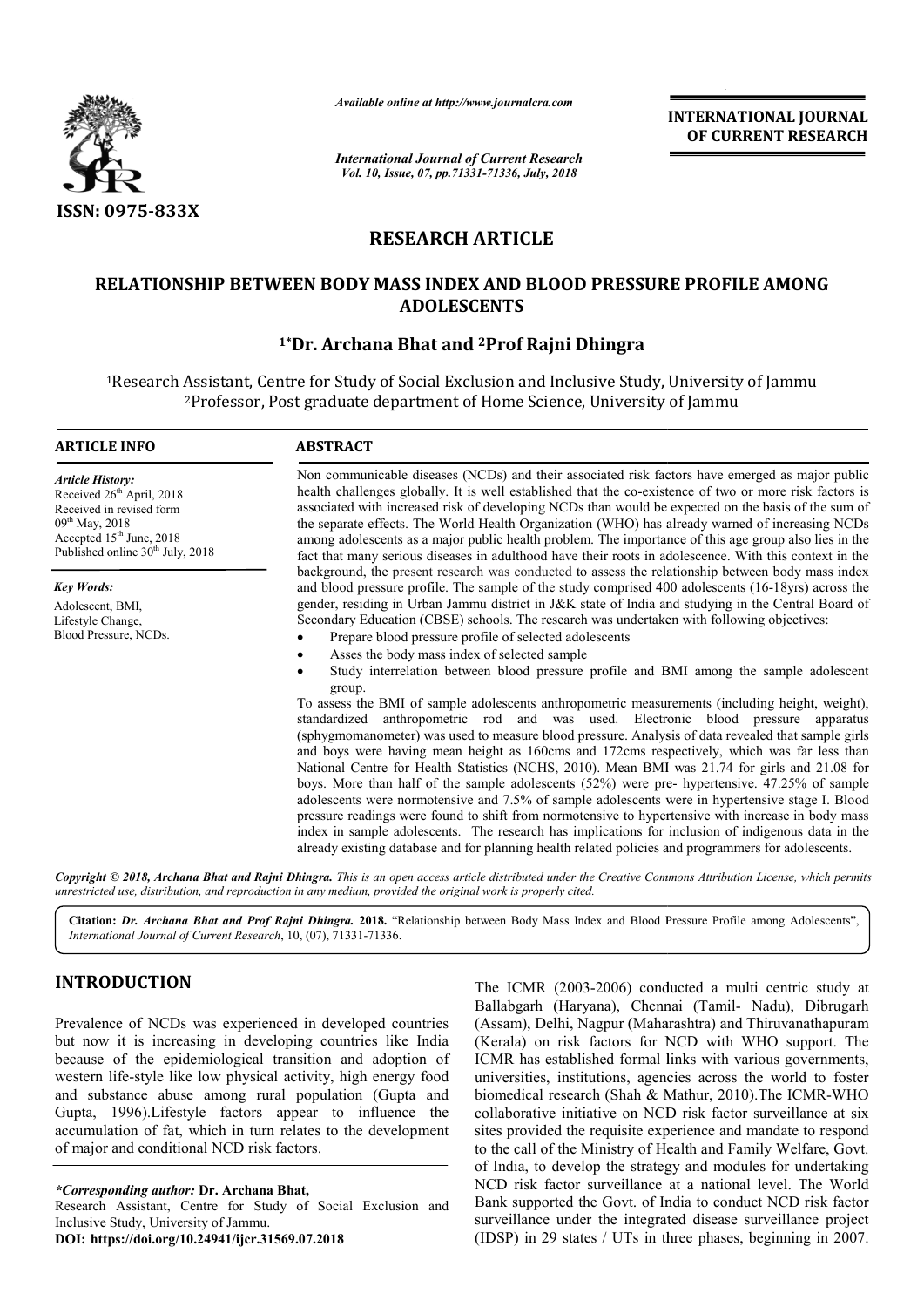*Available online at http://www.journalcra.com*

*International Journal of Current Research*
*Vol. 10, Issue, 07, pp.71331-71336, July, 2018*

**INTERNATIONAL JOURNAL OF CURRENT RESEARCH**

**ISSN: 0975-833X**

# RESEARCH ARTICLE

# RELATIONSHIP BETWEEN BODY MASS INDEX AND BLOOD PRESSURE PROFILE AMONG ADOLESCENTS

**[1]\*Dr. Archana Bhat and [2]Prof Rajni Dhingra**

[1]Research Assistant, Centre for Study of Social Exclusion and Inclusive Study, University of Jammu
[2]Professor, Post graduate department of Home Science, University of Jammu

## ARTICLE INFO

*Article History:*
Received 26th April, 2018
Received in revised form 09th May, 2018
Accepted 15th June, 2018
Published online 30th July, 2018

*Key Words:*
Adolescent, BMI, Lifestyle Change, Blood Pressure, NCDs.

## ABSTRACT

Non communicable diseases (NCDs) and their associated risk factors have emerged as major public health challenges globally. It is well established that the co-existence of two or more risk factors is associated with increased risk of developing NCDs than would be expected on the basis of the sum of the separate effects. The World Health Organization (WHO) has already warned of increasing NCDs among adolescents as a major public health problem. The importance of this age group also lies in the fact that many serious diseases in adulthood have their roots in adolescence. With this context in the background, the present research was conducted to assess the relationship between body mass index and blood pressure profile. The sample of the study comprised 400 adolescents (16-18yrs) across the gender, residing in Urban Jammu district in J&K state of India and studying in the Central Board of Secondary Education (CBSE) schools. The research was undertaken with following objectives:

- Prepare blood pressure profile of selected adolescents
- Asses the body mass index of selected sample
- Study interrelation between blood pressure profile and BMI among the sample adolescent group.

To assess the BMI of sample adolescents anthropometric measurements (including height, weight), standardized anthropometric rod and was used. Electronic blood pressure apparatus (sphygmomanometer) was used to measure blood pressure. Analysis of data revealed that sample girls and boys were having mean height as 160cms and 172cms respectively, which was far less than National Centre for Health Statistics (NCHS, 2010). Mean BMI was 21.74 for girls and 21.08 for boys. More than half of the sample adolescents (52%) were pre- hypertensive. 47.25% of sample adolescents were normotensive and 7.5% of sample adolescents were in hypertensive stage I. Blood pressure readings were found to shift from normotensive to hypertensive with increase in body mass index in sample adolescents. The research has implications for inclusion of indigenous data in the already existing database and for planning health related policies and programmers for adolescents.

**Copyright © 2018, Archana Bhat and Rajni Dhingra.** *This is an open access article distributed under the Creative Commons Attribution License, which permits unrestricted use, distribution, and reproduction in any medium, provided the original work is properly cited.*

**Citation:** *Dr. Archana Bhat and Prof Rajni Dhingra.* **2018.** "Relationship between Body Mass Index and Blood Pressure Profile among Adolescents", *International Journal of Current Research*, 10, (07), 71331-71336.

## INTRODUCTION

Prevalence of NCDs was experienced in developed countries but now it is increasing in developing countries like India because of the epidemiological transition and adoption of western life-style like low physical activity, high energy food and substance abuse among rural population (Gupta and Gupta, 1996).Lifestyle factors appear to influence the accumulation of fat, which in turn relates to the development of major and conditional NCD risk factors.

The ICMR (2003-2006) conducted a multi centric study at Ballabgarh (Haryana), Chennai (Tamil- Nadu), Dibrugarh (Assam), Delhi, Nagpur (Maharashtra) and Thiruvanathapuram (Kerala) on risk factors for NCD with WHO support. The ICMR has established formal links with various governments, universities, institutions, agencies across the world to foster biomedical research (Shah & Mathur, 2010).The ICMR-WHO collaborative initiative on NCD risk factor surveillance at six sites provided the requisite experience and mandate to respond to the call of the Ministry of Health and Family Welfare, Govt. of India, to develop the strategy and modules for undertaking NCD risk factor surveillance at a national level. The World Bank supported the Govt. of India to conduct NCD risk factor surveillance under the integrated disease surveillance project (IDSP) in 29 states / UTs in three phases, beginning in 2007.

*\*Corresponding author:* **Dr. Archana Bhat,**
Research Assistant, Centre for Study of Social Exclusion and Inclusive Study, University of Jammu.
**DOI: https://doi.org/10.24941/ijcr.31569.07.2018**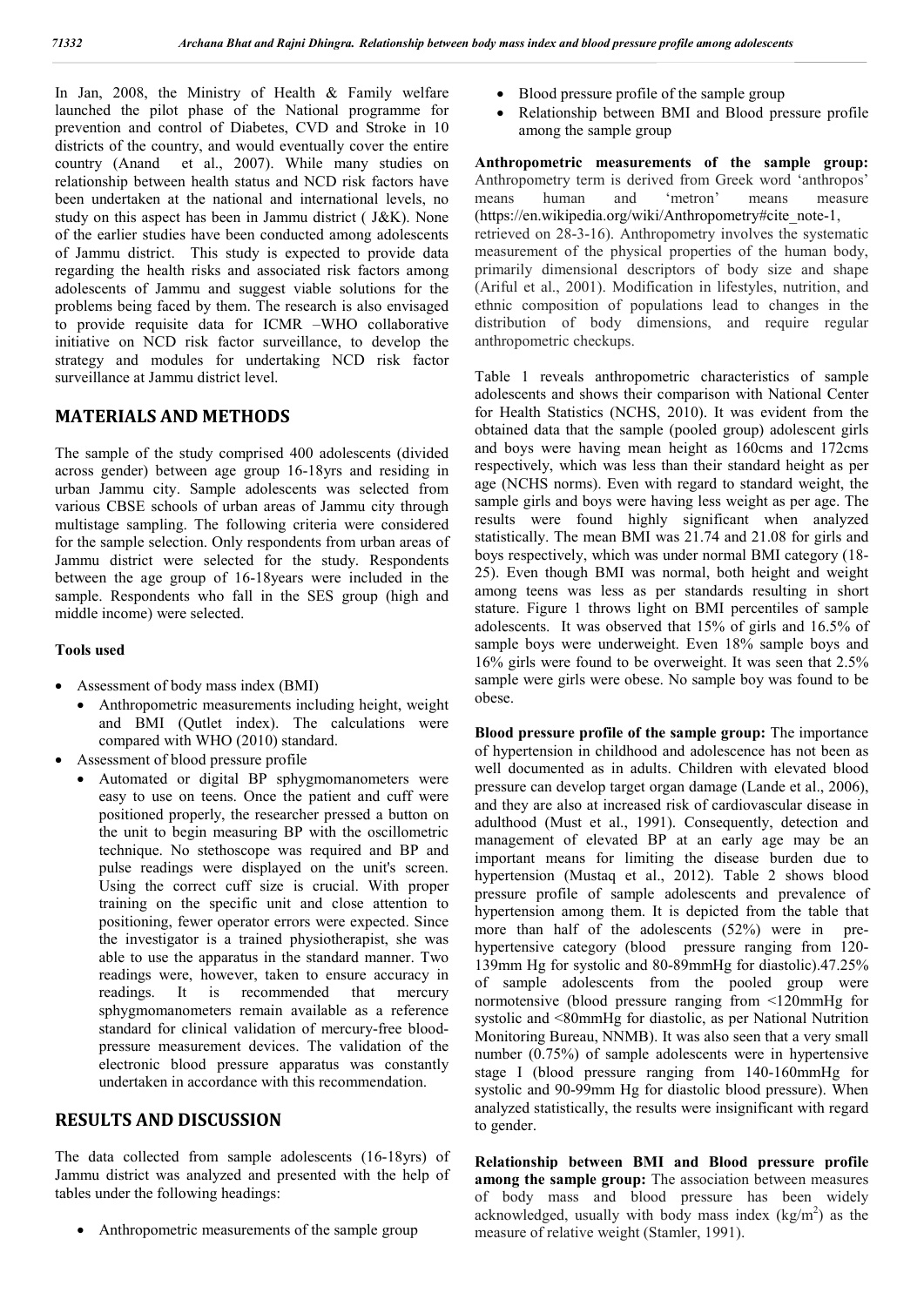In Jan, 2008, the Ministry of Health & Family welfare launched the pilot phase of the National programme for prevention and control of Diabetes, CVD and Stroke in 10 districts of the country, and would eventually cover the entire country (Anand et al., 2007). While many studies on relationship between health status and NCD risk factors have been undertaken at the national and international levels, no study on this aspect has been in Jammu district ( J&K). None of the earlier studies have been conducted among adolescents of Jammu district. This study is expected to provide data regarding the health risks and associated risk factors among adolescents of Jammu and suggest viable solutions for the problems being faced by them. The research is also envisaged to provide requisite data for ICMR –WHO collaborative initiative on NCD risk factor surveillance, to develop the strategy and modules for undertaking NCD risk factor surveillance at Jammu district level.

## MATERIALS AND METHODS

The sample of the study comprised 400 adolescents (divided across gender) between age group 16-18yrs and residing in urban Jammu city. Sample adolescents was selected from various CBSE schools of urban areas of Jammu city through multistage sampling. The following criteria were considered for the sample selection. Only respondents from urban areas of Jammu district were selected for the study. Respondents between the age group of 16-18years were included in the sample. Respondents who fall in the SES group (high and middle income) were selected.

### Tools used

- Assessment of body mass index (BMI)
  - Anthropometric measurements including height, weight and BMI (Qutlet index). The calculations were compared with WHO (2010) standard.
- Assessment of blood pressure profile
  - Automated or digital BP sphygmomanometers were easy to use on teens. Once the patient and cuff were positioned properly, the researcher pressed a button on the unit to begin measuring BP with the oscillometric technique. No stethoscope was required and BP and pulse readings were displayed on the unit's screen. Using the correct cuff size is crucial. With proper training on the specific unit and close attention to positioning, fewer operator errors were expected. Since the investigator is a trained physiotherapist, she was able to use the apparatus in the standard manner. Two readings were, however, taken to ensure accuracy in readings. It is recommended that mercury sphygmomanometers remain available as a reference standard for clinical validation of mercury-free blood-pressure measurement devices. The validation of the electronic blood pressure apparatus was constantly undertaken in accordance with this recommendation.

## RESULTS AND DISCUSSION

The data collected from sample adolescents (16-18yrs) of Jammu district was analyzed and presented with the help of tables under the following headings:

- Anthropometric measurements of the sample group
- Blood pressure profile of the sample group
- Relationship between BMI and Blood pressure profile among the sample group

**Anthropometric measurements of the sample group:** Anthropometry term is derived from Greek word 'anthropos' means human and 'metron' means measure (https://en.wikipedia.org/wiki/Anthropometry#cite_note-1, retrieved on 28-3-16). Anthropometry involves the systematic measurement of the physical properties of the human body, primarily dimensional descriptors of body size and shape (Ariful et al., 2001). Modification in lifestyles, nutrition, and ethnic composition of populations lead to changes in the distribution of body dimensions, and require regular anthropometric checkups.

Table 1 reveals anthropometric characteristics of sample adolescents and shows their comparison with National Center for Health Statistics (NCHS, 2010). It was evident from the obtained data that the sample (pooled group) adolescent girls and boys were having mean height as 160cms and 172cms respectively, which was less than their standard height as per age (NCHS norms). Even with regard to standard weight, the sample girls and boys were having less weight as per age. The results were found highly significant when analyzed statistically. The mean BMI was 21.74 and 21.08 for girls and boys respectively, which was under normal BMI category (18-25). Even though BMI was normal, both height and weight among teens was less as per standards resulting in short stature. Figure 1 throws light on BMI percentiles of sample adolescents. It was observed that 15% of girls and 16.5% of sample boys were underweight. Even 18% sample boys and 16% girls were found to be overweight. It was seen that 2.5% sample were girls were obese. No sample boy was found to be obese.

**Blood pressure profile of the sample group:** The importance of hypertension in childhood and adolescence has not been as well documented as in adults. Children with elevated blood pressure can develop target organ damage (Lande et al., 2006), and they are also at increased risk of cardiovascular disease in adulthood (Must et al., 1991). Consequently, detection and management of elevated BP at an early age may be an important means for limiting the disease burden due to hypertension (Mustaq et al., 2012). Table 2 shows blood pressure profile of sample adolescents and prevalence of hypertension among them. It is depicted from the table that more than half of the adolescents (52%) were in pre-hypertensive category (blood pressure ranging from 120-139mm Hg for systolic and 80-89mmHg for diastolic).47.25% of sample adolescents from the pooled group were normotensive (blood pressure ranging from <120mmHg for systolic and <80mmHg for diastolic, as per National Nutrition Monitoring Bureau, NNMB). It was also seen that a very small number (0.75%) of sample adolescents were in hypertensive stage I (blood pressure ranging from 140-160mmHg for systolic and 90-99mm Hg for diastolic blood pressure). When analyzed statistically, the results were insignificant with regard to gender.

**Relationship between BMI and Blood pressure profile among the sample group:** The association between measures of body mass and blood pressure has been widely acknowledged, usually with body mass index ($kg/m^2$) as the measure of relative weight (Stamler, 1991).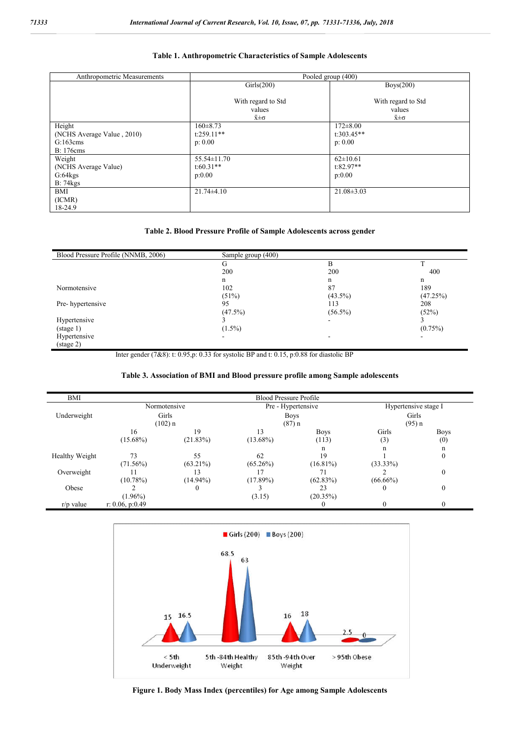**Table 1. Anthropometric Characteristics of Sample Adolescents**

| Anthropometric Measurements | Pooled group (400) | |
|---|---|---|
| | Girls(200)<br><br>With regard to Std values<br>x̄±σ | Boys(200)<br><br>With regard to Std values<br>x̄±σ |
| Height<br>(NCHS Average Value , 2010)<br>G:163cms<br>B: 176cms | 160±8.73<br>t:259.11**<br>p: 0.00 | 172±8.00<br>t:303.45**<br>p: 0.00 |
| Weight<br>(NCHS Average Value)<br>G:64kgs<br>B: 74kgs | 55.54±11.70<br>t:60.31**<br>p:0.00 | 62±10.61<br>t:82.97**<br>p:0.00 |
| BMI<br>(ICMR)<br>18-24.9 | 21.74±4.10 | 21.08±3.03 |

**Table 2. Blood Pressure Profile of Sample Adolescents across gender**

| Blood Pressure Profile (NNMB, 2006) | Sample group (400) | | |
|---|---|---|---|
| | G<br>200<br>n | B<br>200<br>n | T<br>400<br>n |
| Normotensive | 102<br>(51%) | 87<br>(43.5%) | 189<br>(47.25%) |
| Pre- hypertensive | 95<br>(47.5%) | 113<br>(56.5%) | 208<br>(52%) |
| Hypertensive<br>(stage 1) | 3<br>(1.5%) | - | 3<br>(0.75%) |
| Hypertensive<br>(stage 2) | - | - | - |

Inter gender (7&8): t: 0.95,p: 0.33 for systolic BP and t: 0.15, p:0.88 for diastolic BP

**Table 3. Association of BMI and Blood pressure profile among Sample adolescents**

| BMI | Blood Pressure Profile | | | | | |
|---|---|---|---|---|---|---|
| | Normotensive | | Pre - Hypertensive | | Hypertensive stage I | |
| Underweight | Girls<br>(102) n | | Boys<br>(87) n | | Girls<br>(95) n | |
| | 16<br>(15.68%) | 19<br>(21.83%) | 13<br>(13.68%) | Boys<br>(113)<br>n | Girls<br>(3)<br>n | Boys<br>(0)<br>n |
| Healthy Weight | 73<br>(71.56%) | 55<br>(63.21%) | 62<br>(65.26%) | 19<br>(16.81%) | 1<br>(33.33%) | 0 |
| Overweight | 11<br>(10.78%) | 13<br>(14.94%) | 17<br>(17.89%) | 71<br>(62.83%) | 2<br>(66.66%) | 0 |
| Obese | 2<br>(1.96%) | 0 | 3<br>(3.15) | 23<br>(20.35%) | 0 | 0 |
| r/p value | r: 0.06, p:0.49 | | | 0 | 0 | 0 |

**Figure 1. Body Mass Index (percentiles) for Age among Sample Adolescents**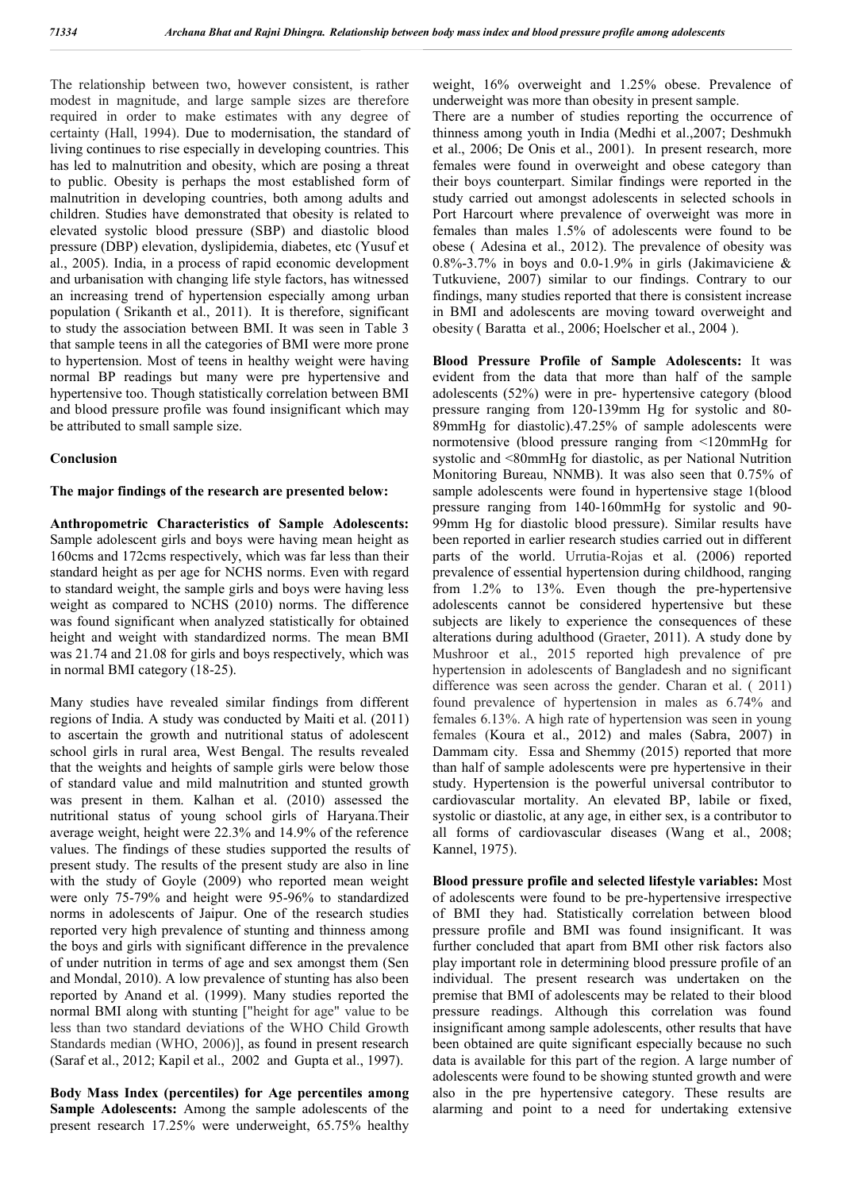The relationship between two, however consistent, is rather modest in magnitude, and large sample sizes are therefore required in order to make estimates with any degree of certainty (Hall, 1994). Due to modernisation, the standard of living continues to rise especially in developing countries. This has led to malnutrition and obesity, which are posing a threat to public. Obesity is perhaps the most established form of malnutrition in developing countries, both among adults and children. Studies have demonstrated that obesity is related to elevated systolic blood pressure (SBP) and diastolic blood pressure (DBP) elevation, dyslipidemia, diabetes, etc (Yusuf et al., 2005). India, in a process of rapid economic development and urbanisation with changing life style factors, has witnessed an increasing trend of hypertension especially among urban population ( Srikanth et al., 2011). It is therefore, significant to study the association between BMI. It was seen in Table 3 that sample teens in all the categories of BMI were more prone to hypertension. Most of teens in healthy weight were having normal BP readings but many were pre hypertensive and hypertensive too. Though statistically correlation between BMI and blood pressure profile was found insignificant which may be attributed to small sample size.

## Conclusion

**The major findings of the research are presented below:**

**Anthropometric Characteristics of Sample Adolescents:** Sample adolescent girls and boys were having mean height as 160cms and 172cms respectively, which was far less than their standard height as per age for NCHS norms. Even with regard to standard weight, the sample girls and boys were having less weight as compared to NCHS (2010) norms. The difference was found significant when analyzed statistically for obtained height and weight with standardized norms. The mean BMI was 21.74 and 21.08 for girls and boys respectively, which was in normal BMI category (18-25).

Many studies have revealed similar findings from different regions of India. A study was conducted by Maiti et al. (2011) to ascertain the growth and nutritional status of adolescent school girls in rural area, West Bengal. The results revealed that the weights and heights of sample girls were below those of standard value and mild malnutrition and stunted growth was present in them. Kalhan et al. (2010) assessed the nutritional status of young school girls of Haryana.Their average weight, height were 22.3% and 14.9% of the reference values. The findings of these studies supported the results of present study. The results of the present study are also in line with the study of Goyle (2009) who reported mean weight were only 75-79% and height were 95-96% to standardized norms in adolescents of Jaipur. One of the research studies reported very high prevalence of stunting and thinness among the boys and girls with significant difference in the prevalence of under nutrition in terms of age and sex amongst them (Sen and Mondal, 2010). A low prevalence of stunting has also been reported by Anand et al. (1999). Many studies reported the normal BMI along with stunting ["height for age" value to be less than two standard deviations of the WHO Child Growth Standards median (WHO, 2006)], as found in present research (Saraf et al., 2012; Kapil et al., 2002 and Gupta et al., 1997).

**Body Mass Index (percentiles) for Age percentiles among Sample Adolescents:** Among the sample adolescents of the present research 17.25% were underweight, 65.75% healthy weight, 16% overweight and 1.25% obese. Prevalence of underweight was more than obesity in present sample.

There are a number of studies reporting the occurrence of thinness among youth in India (Medhi et al.,2007; Deshmukh et al., 2006; De Onis et al., 2001). In present research, more females were found in overweight and obese category than their boys counterpart. Similar findings were reported in the study carried out amongst adolescents in selected schools in Port Harcourt where prevalence of overweight was more in females than males 1.5% of adolescents were found to be obese ( Adesina et al., 2012). The prevalence of obesity was 0.8%-3.7% in boys and 0.0-1.9% in girls (Jakimaviciene & Tutkuviene, 2007) similar to our findings. Contrary to our findings, many studies reported that there is consistent increase in BMI and adolescents are moving toward overweight and obesity ( Baratta et al., 2006; Hoelscher et al., 2004 ).

**Blood Pressure Profile of Sample Adolescents:** It was evident from the data that more than half of the sample adolescents (52%) were in pre- hypertensive category (blood pressure ranging from 120-139mm Hg for systolic and 80-89mmHg for diastolic).47.25% of sample adolescents were normotensive (blood pressure ranging from <120mmHg for systolic and <80mmHg for diastolic, as per National Nutrition Monitoring Bureau, NNMB). It was also seen that 0.75% of sample adolescents were found in hypertensive stage 1(blood pressure ranging from 140-160mmHg for systolic and 90-99mm Hg for diastolic blood pressure). Similar results have been reported in earlier research studies carried out in different parts of the world. Urrutia-Rojas et al. (2006) reported prevalence of essential hypertension during childhood, ranging from 1.2% to 13%. Even though the pre-hypertensive adolescents cannot be considered hypertensive but these subjects are likely to experience the consequences of these alterations during adulthood (Graeter, 2011). A study done by Mushroor et al., 2015 reported high prevalence of pre hypertension in adolescents of Bangladesh and no significant difference was seen across the gender. Charan et al. ( 2011) found prevalence of hypertension in males as 6.74% and females 6.13%. A high rate of hypertension was seen in young females (Koura et al., 2012) and males (Sabra, 2007) in Dammam city. Essa and Shemmy (2015) reported that more than half of sample adolescents were pre hypertensive in their study. Hypertension is the powerful universal contributor to cardiovascular mortality. An elevated BP, labile or fixed, systolic or diastolic, at any age, in either sex, is a contributor to all forms of cardiovascular diseases (Wang et al., 2008; Kannel, 1975).

**Blood pressure profile and selected lifestyle variables:** Most of adolescents were found to be pre-hypertensive irrespective of BMI they had. Statistically correlation between blood pressure profile and BMI was found insignificant. It was further concluded that apart from BMI other risk factors also play important role in determining blood pressure profile of an individual. The present research was undertaken on the premise that BMI of adolescents may be related to their blood pressure readings. Although this correlation was found insignificant among sample adolescents, other results that have been obtained are quite significant especially because no such data is available for this part of the region. A large number of adolescents were found to be showing stunted growth and were also in the pre hypertensive category. These results are alarming and point to a need for undertaking extensive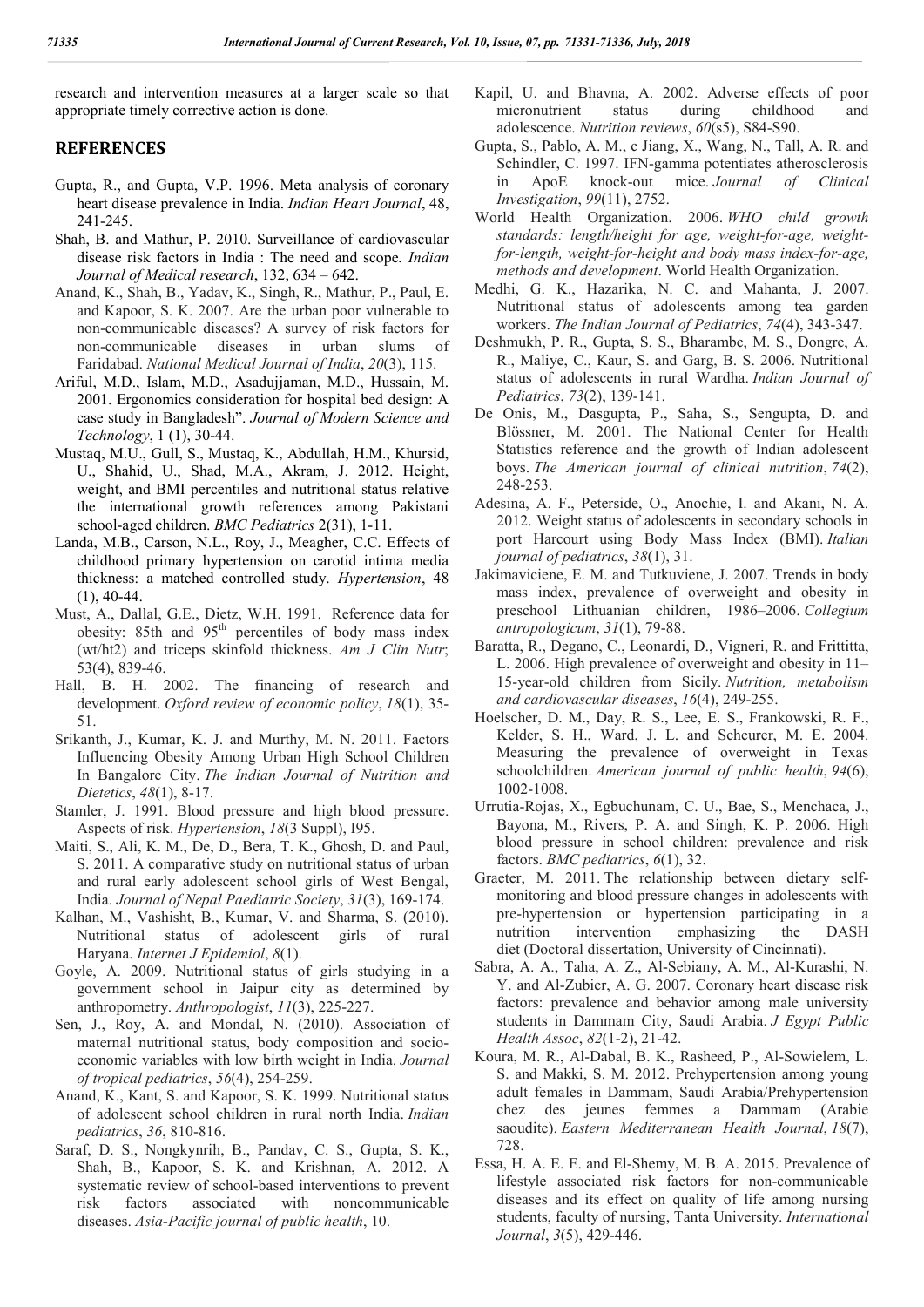research and intervention measures at a larger scale so that appropriate timely corrective action is done.

## REFERENCES

Gupta, R., and Gupta, V.P. 1996. Meta analysis of coronary heart disease prevalence in India. *Indian Heart Journal*, 48, 241-245.

Shah, B. and Mathur, P. 2010. Surveillance of cardiovascular disease risk factors in India : The need and scope. *Indian Journal of Medical research*, 132, 634 – 642.

Anand, K., Shah, B., Yadav, K., Singh, R., Mathur, P., Paul, E. and Kapoor, S. K. 2007. Are the urban poor vulnerable to non-communicable diseases? A survey of risk factors for non-communicable diseases in urban slums of Faridabad. *National Medical Journal of India*, *20*(3), 115.

Ariful, M.D., Islam, M.D., Asadujjaman, M.D., Hussain, M. 2001. Ergonomics consideration for hospital bed design: A case study in Bangladesh". *Journal of Modern Science and Technology*, 1 (1), 30-44.

Mustaq, M.U., Gull, S., Mustaq, K., Abdullah, H.M., Khursid, U., Shahid, U., Shad, M.A., Akram, J. 2012. Height, weight, and BMI percentiles and nutritional status relative the international growth references among Pakistani school-aged children. *BMC Pediatrics* 2(31), 1-11.

Landa, M.B., Carson, N.L., Roy, J., Meagher, C.C. Effects of childhood primary hypertension on carotid intima media thickness: a matched controlled study. *Hypertension*, 48 (1), 40-44.

Must, A., Dallal, G.E., Dietz, W.H. 1991. Reference data for obesity: 85th and 95th percentiles of body mass index (wt/ht2) and triceps skinfold thickness. *Am J Clin Nutr*; 53(4), 839-46.

Hall, B. H. 2002. The financing of research and development. *Oxford review of economic policy*, *18*(1), 35-51.

Srikanth, J., Kumar, K. J. and Murthy, M. N. 2011. Factors Influencing Obesity Among Urban High School Children In Bangalore City. *The Indian Journal of Nutrition and Dietetics*, *48*(1), 8-17.

Stamler, J. 1991. Blood pressure and high blood pressure. Aspects of risk. *Hypertension*, *18*(3 Suppl), I95.

Maiti, S., Ali, K. M., De, D., Bera, T. K., Ghosh, D. and Paul, S. 2011. A comparative study on nutritional status of urban and rural early adolescent school girls of West Bengal, India. *Journal of Nepal Paediatric Society*, *31*(3), 169-174.

Kalhan, M., Vashisht, B., Kumar, V. and Sharma, S. (2010). Nutritional status of adolescent girls of rural Haryana. *Internet J Epidemiol*, *8*(1).

Goyle, A. 2009. Nutritional status of girls studying in a government school in Jaipur city as determined by anthropometry. *Anthropologist*, *11*(3), 225-227.

Sen, J., Roy, A. and Mondal, N. (2010). Association of maternal nutritional status, body composition and socio-economic variables with low birth weight in India. *Journal of tropical pediatrics*, *56*(4), 254-259.

Anand, K., Kant, S. and Kapoor, S. K. 1999. Nutritional status of adolescent school children in rural north India. *Indian pediatrics*, *36*, 810-816.

Saraf, D. S., Nongkynrih, B., Pandav, C. S., Gupta, S. K., Shah, B., Kapoor, S. K. and Krishnan, A. 2012. A systematic review of school-based interventions to prevent risk factors associated with noncommunicable diseases. *Asia-Pacific journal of public health*, 10.

Kapil, U. and Bhavna, A. 2002. Adverse effects of poor micronutrient status during childhood and adolescence. *Nutrition reviews*, *60*(s5), S84-S90.

Gupta, S., Pablo, A. M., c Jiang, X., Wang, N., Tall, A. R. and Schindler, C. 1997. IFN-gamma potentiates atherosclerosis in ApoE knock-out mice. *Journal of Clinical Investigation*, *99*(11), 2752.

World Health Organization. 2006. *WHO child growth standards: length/height for age, weight-for-age, weight-for-length, weight-for-height and body mass index-for-age, methods and development*. World Health Organization.

Medhi, G. K., Hazarika, N. C. and Mahanta, J. 2007. Nutritional status of adolescents among tea garden workers. *The Indian Journal of Pediatrics*, *74*(4), 343-347.

Deshmukh, P. R., Gupta, S. S., Bharambe, M. S., Dongre, A. R., Maliye, C., Kaur, S. and Garg, B. S. 2006. Nutritional status of adolescents in rural Wardha. *Indian Journal of Pediatrics*, *73*(2), 139-141.

De Onis, M., Dasgupta, P., Saha, S., Sengupta, D. and Blössner, M. 2001. The National Center for Health Statistics reference and the growth of Indian adolescent boys. *The American journal of clinical nutrition*, *74*(2), 248-253.

Adesina, A. F., Peterside, O., Anochie, I. and Akani, N. A. 2012. Weight status of adolescents in secondary schools in port Harcourt using Body Mass Index (BMI). *Italian journal of pediatrics*, *38*(1), 31.

Jakimaviciene, E. M. and Tutkuviene, J. 2007. Trends in body mass index, prevalence of overweight and obesity in preschool Lithuanian children, 1986–2006. *Collegium antropologicum*, *31*(1), 79-88.

Baratta, R., Degano, C., Leonardi, D., Vigneri, R. and Frittitta, L. 2006. High prevalence of overweight and obesity in 11–15-year-old children from Sicily. *Nutrition, metabolism and cardiovascular diseases*, *16*(4), 249-255.

Hoelscher, D. M., Day, R. S., Lee, E. S., Frankowski, R. F., Kelder, S. H., Ward, J. L. and Scheurer, M. E. 2004. Measuring the prevalence of overweight in Texas schoolchildren. *American journal of public health*, *94*(6), 1002-1008.

Urrutia-Rojas, X., Egbuchunam, C. U., Bae, S., Menchaca, J., Bayona, M., Rivers, P. A. and Singh, K. P. 2006. High blood pressure in school children: prevalence and risk factors. *BMC pediatrics*, *6*(1), 32.

Graeter, M. 2011. The relationship between dietary self-monitoring and blood pressure changes in adolescents with pre-hypertension or hypertension participating in a nutrition intervention emphasizing the DASH diet (Doctoral dissertation, University of Cincinnati).

Sabra, A. A., Taha, A. Z., Al-Sebiany, A. M., Al-Kurashi, N. Y. and Al-Zubier, A. G. 2007. Coronary heart disease risk factors: prevalence and behavior among male university students in Dammam City, Saudi Arabia. *J Egypt Public Health Assoc*, *82*(1-2), 21-42.

Koura, M. R., Al-Dabal, B. K., Rasheed, P., Al-Sowielem, L. S. and Makki, S. M. 2012. Prehypertension among young adult females in Dammam, Saudi Arabia/Prehypertension chez des jeunes femmes a Dammam (Arabie saoudite). *Eastern Mediterranean Health Journal*, *18*(7), 728.

Essa, H. A. E. E. and El-Shemy, M. B. A. 2015. Prevalence of lifestyle associated risk factors for non-communicable diseases and its effect on quality of life among nursing students, faculty of nursing, Tanta University. *International Journal*, *3*(5), 429-446.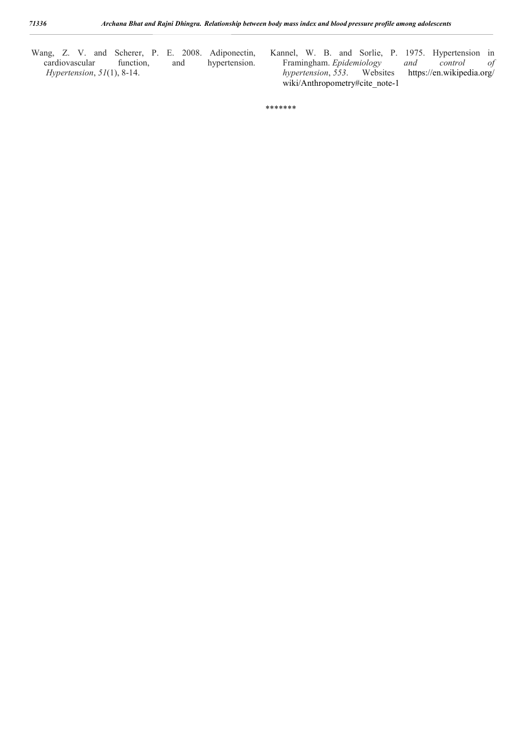Wang, Z. V. and Scherer, P. E. 2008. Adiponectin, cardiovascular function, and hypertension. *Hypertension*, *51*(1), 8-14.

Kannel, W. B. and Sorlie, P. 1975. Hypertension in Framingham. *Epidemiology and control of hypertension*, *553*. Websites https://en.wikipedia.org/wiki/Anthropometry#cite_note-1

*******